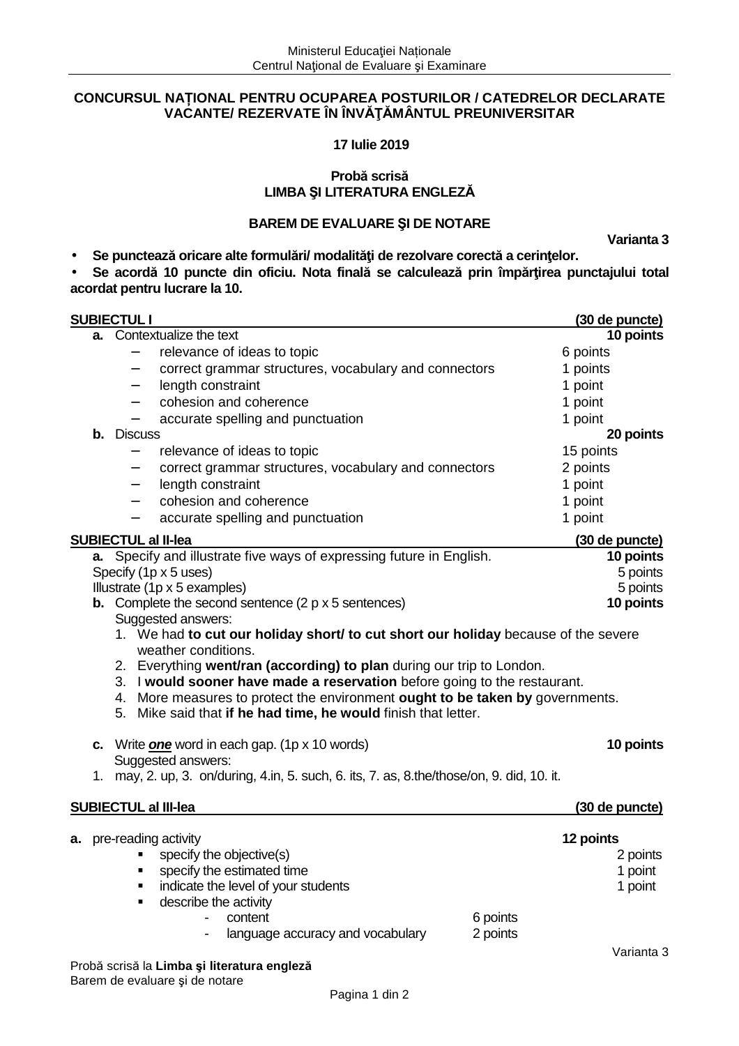Ministerul Educaţiei Naționale
Centrul Naţional de Evaluare şi Examinare

**CONCURSUL NAȚIONAL PENTRU OCUPAREA POSTURILOR / CATEDRELOR DECLARATE VACANTE/ REZERVATE ÎN ÎNVĂŢĂMÂNTUL PREUNIVERSITAR**

**17 Iulie 2019**

**Probă scrisă**
**LIMBA ŞI LITERATURA ENGLEZĂ**

**BAREM DE EVALUARE ŞI DE NOTARE**

**Varianta 3**

- **Se punctează oricare alte formulări/ modalităţi de rezolvare corectă a cerinţelor.**
- **Se acordă 10 puncte din oficiu. Nota finală se calculează prin împărţirea punctajului total acordat pentru lucrare la 10.**

**SUBIECTUL I (30 de puncte)**

**a.** Contextualize the text **10 points**
- relevance of ideas to topic 6 points
- correct grammar structures, vocabulary and connectors 1 points
- length constraint 1 point
- cohesion and coherence 1 point
- accurate spelling and punctuation 1 point

**b.** Discuss **20 points**
- relevance of ideas to topic 15 points
- correct grammar structures, vocabulary and connectors 2 points
- length constraint 1 point
- cohesion and coherence 1 point
- accurate spelling and punctuation 1 point

**SUBIECTUL al II-lea (30 de puncte)**

**a.** Specify and illustrate five ways of expressing future in English. **10 points**
Specify (1p x 5 uses) 5 points
Illustrate (1p x 5 examples) 5 points

**b.** Complete the second sentence (2 p x 5 sentences) **10 points**
Suggested answers:
1. We had **to cut our holiday short/ to cut short our holiday** because of the severe weather conditions.
2. Everything **went/ran (according) to plan** during our trip to London.
3. I **would sooner have made a reservation** before going to the restaurant.
4. More measures to protect the environment **ought to be taken by** governments.
5. Mike said that **if he had time, he would** finish that letter.

**c.** Write ***one*** word in each gap. (1p x 10 words) **10 points**
Suggested answers:
1. may, 2. up, 3. on/during, 4.in, 5. such, 6. its, 7. as, 8.the/those/on, 9. did, 10. it.

**SUBIECTUL al III-lea (30 de puncte)**

**a.** pre-reading activity **12 points**
- specify the objective(s) 2 points
- specify the estimated time 1 point
- indicate the level of your students 1 point
- describe the activity
  - content 6 points
  - language accuracy and vocabulary 2 points

Probă scrisă la **Limba şi literatura engleză**
Barem de evaluare şi de notare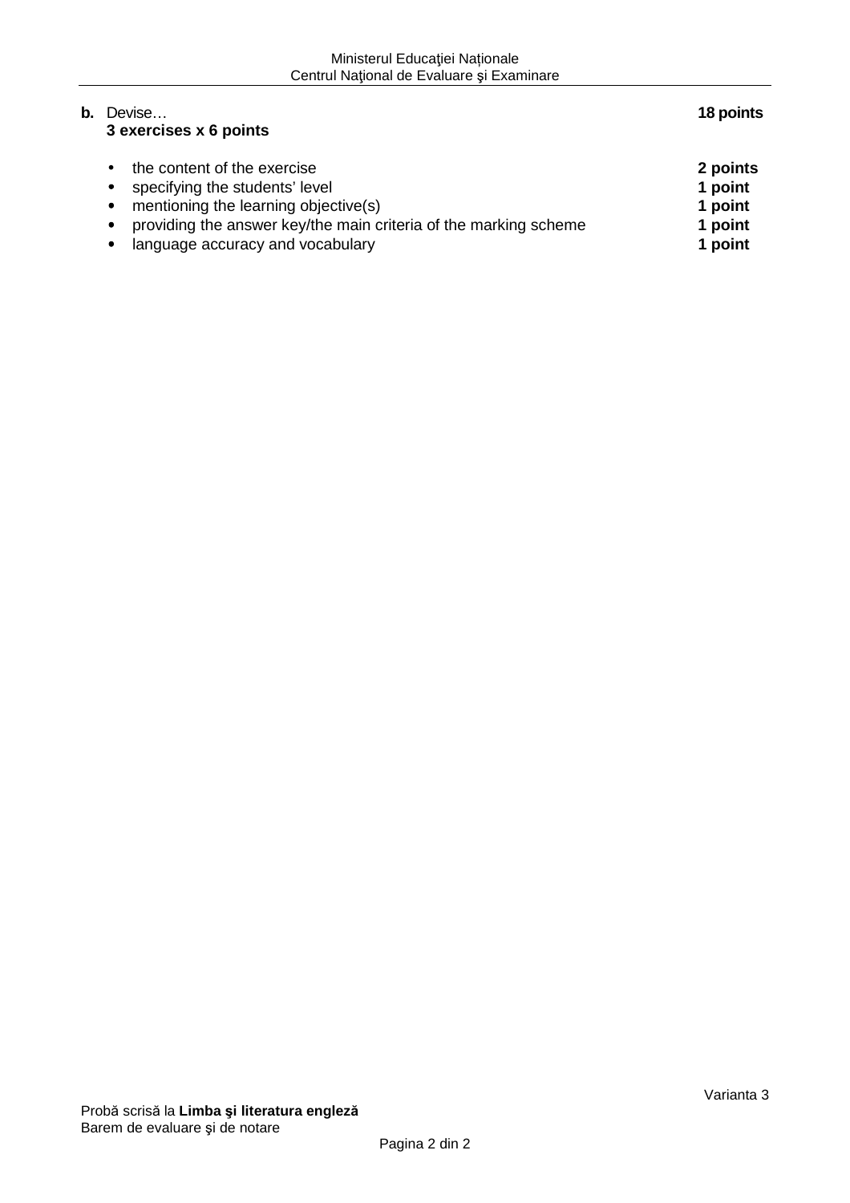**b.** Devise… **18 points**
**3 exercises x 6 points**

- the content of the exercise **2 points**
- specifying the students' level **1 point**
- mentioning the learning objective(s) **1 point**
- providing the answer key/the main criteria of the marking scheme **1 point**
- language accuracy and vocabulary **1 point**